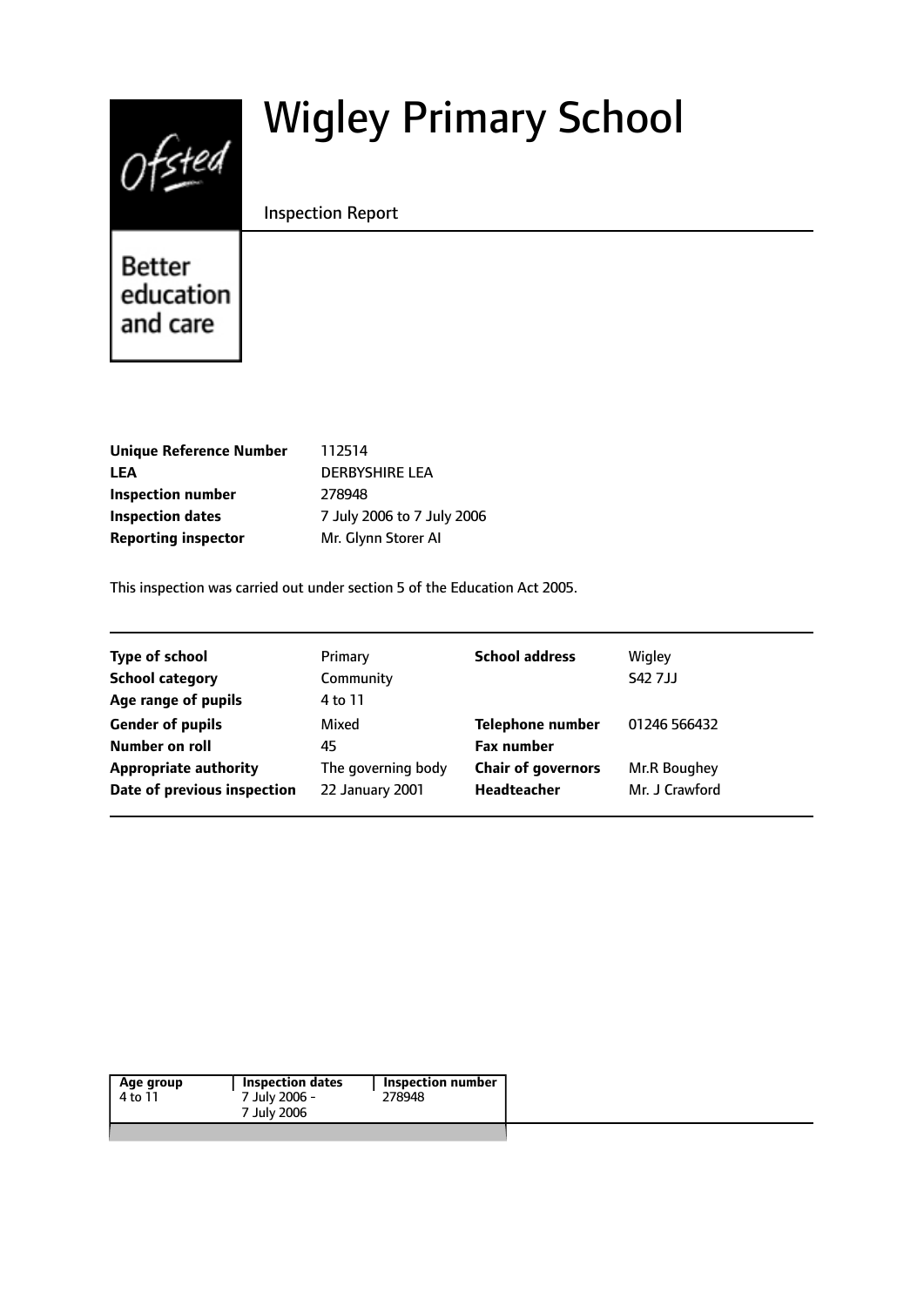Ofsted

Better education and care

# Wigley Primary School

Inspection Report

| | |
|---|---|
| **Unique Reference Number** | 112514 |
| **LEA** | DERBYSHIRE LEA |
| **Inspection number** | 278948 |
| **Inspection dates** | 7 July 2006 to 7 July 2006 |
| **Reporting inspector** | Mr. Glynn Storer AI |

This inspection was carried out under section 5 of the Education Act 2005.

| | | | |
|---|---|---|---|
| **Type of school** | Primary | **School address** | Wigley |
| **School category** | Community | | S42 7JJ |
| **Age range of pupils** | 4 to 11 | | |
| **Gender of pupils** | Mixed | **Telephone number** | 01246 566432 |
| **Number on roll** | 45 | **Fax number** | |
| **Appropriate authority** | The governing body | **Chair of governors** | Mr.R Boughey |
| **Date of previous inspection** | 22 January 2001 | **Headteacher** | Mr. J Crawford |

| Age group | Inspection dates | Inspection number |
|---|---|---|
| 4 to 11 | 7 July 2006 - 7 July 2006 | 278948 |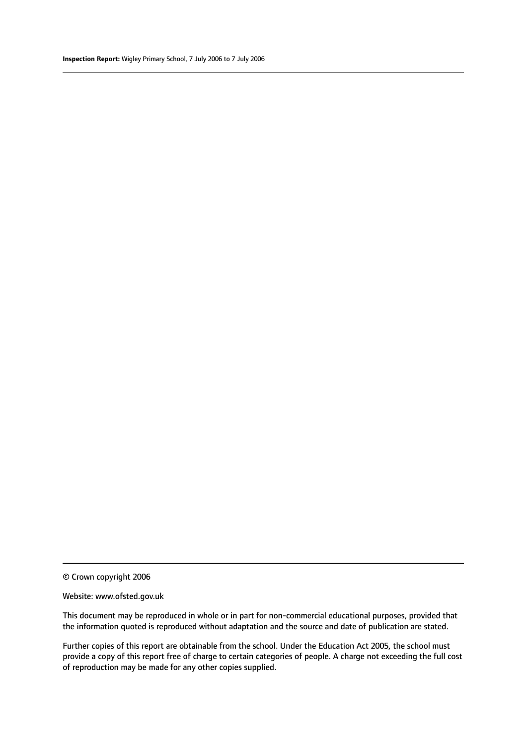© Crown copyright 2006

Website: www.ofsted.gov.uk

This document may be reproduced in whole or in part for non-commercial educational purposes, provided that the information quoted is reproduced without adaptation and the source and date of publication are stated.

Further copies of this report are obtainable from the school. Under the Education Act 2005, the school must provide a copy of this report free of charge to certain categories of people. A charge not exceeding the full cost of reproduction may be made for any other copies supplied.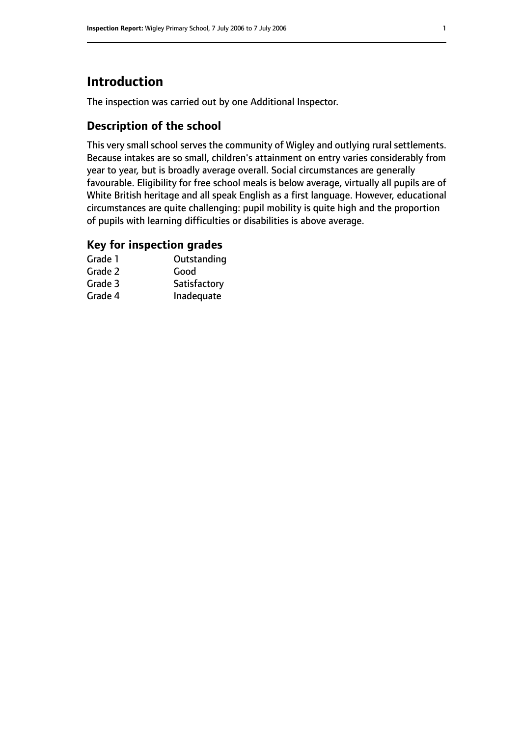## Introduction

The inspection was carried out by one Additional Inspector.

### Description of the school

This very small school serves the community of Wigley and outlying rural settlements. Because intakes are so small, children's attainment on entry varies considerably from year to year, but is broadly average overall. Social circumstances are generally favourable. Eligibility for free school meals is below average, virtually all pupils are of White British heritage and all speak English as a first language. However, educational circumstances are quite challenging: pupil mobility is quite high and the proportion of pupils with learning difficulties or disabilities is above average.

### Key for inspection grades

| | |
|---|---|
| Grade 1 | Outstanding |
| Grade 2 | Good |
| Grade 3 | Satisfactory |
| Grade 4 | Inadequate |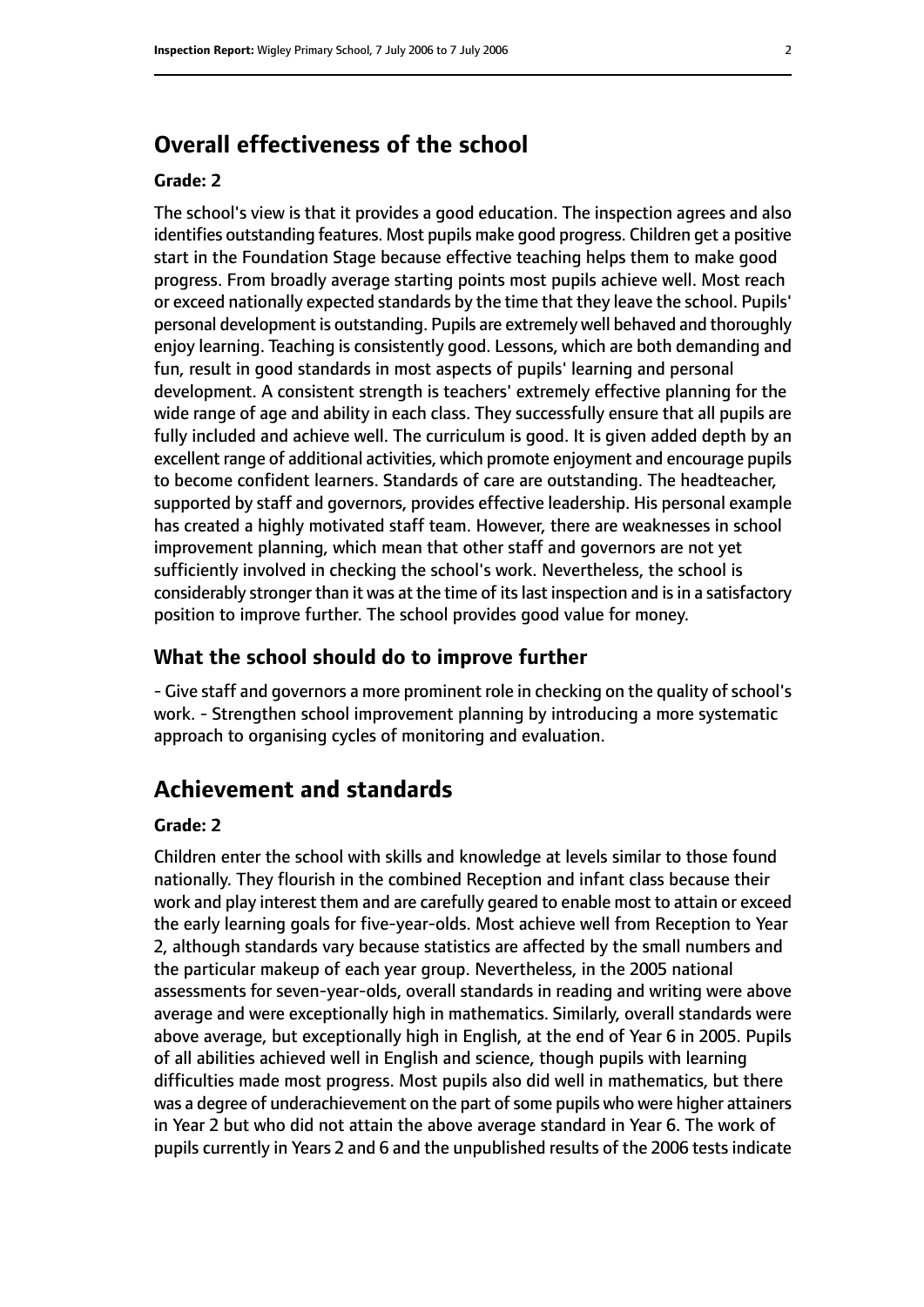# Overall effectiveness of the school

#### Grade: 2

The school's view is that it provides a good education. The inspection agrees and also identifies outstanding features. Most pupils make good progress. Children get a positive start in the Foundation Stage because effective teaching helps them to make good progress. From broadly average starting points most pupils achieve well. Most reach or exceed nationally expected standards by the time that they leave the school. Pupils' personal development is outstanding. Pupils are extremely well behaved and thoroughly enjoy learning. Teaching is consistently good. Lessons, which are both demanding and fun, result in good standards in most aspects of pupils' learning and personal development. A consistent strength is teachers' extremely effective planning for the wide range of age and ability in each class. They successfully ensure that all pupils are fully included and achieve well. The curriculum is good. It is given added depth by an excellent range of additional activities, which promote enjoyment and encourage pupils to become confident learners. Standards of care are outstanding. The headteacher, supported by staff and governors, provides effective leadership. His personal example has created a highly motivated staff team. However, there are weaknesses in school improvement planning, which mean that other staff and governors are not yet sufficiently involved in checking the school's work. Nevertheless, the school is considerably stronger than it was at the time of its last inspection and is in a satisfactory position to improve further. The school provides good value for money.

## What the school should do to improve further

- Give staff and governors a more prominent role in checking on the quality of school's work. - Strengthen school improvement planning by introducing a more systematic approach to organising cycles of monitoring and evaluation.

# Achievement and standards

#### Grade: 2

Children enter the school with skills and knowledge at levels similar to those found nationally. They flourish in the combined Reception and infant class because their work and play interest them and are carefully geared to enable most to attain or exceed the early learning goals for five-year-olds. Most achieve well from Reception to Year 2, although standards vary because statistics are affected by the small numbers and the particular makeup of each year group. Nevertheless, in the 2005 national assessments for seven-year-olds, overall standards in reading and writing were above average and were exceptionally high in mathematics. Similarly, overall standards were above average, but exceptionally high in English, at the end of Year 6 in 2005. Pupils of all abilities achieved well in English and science, though pupils with learning difficulties made most progress. Most pupils also did well in mathematics, but there was a degree of underachievement on the part of some pupils who were higher attainers in Year 2 but who did not attain the above average standard in Year 6. The work of pupils currently in Years 2 and 6 and the unpublished results of the 2006 tests indicate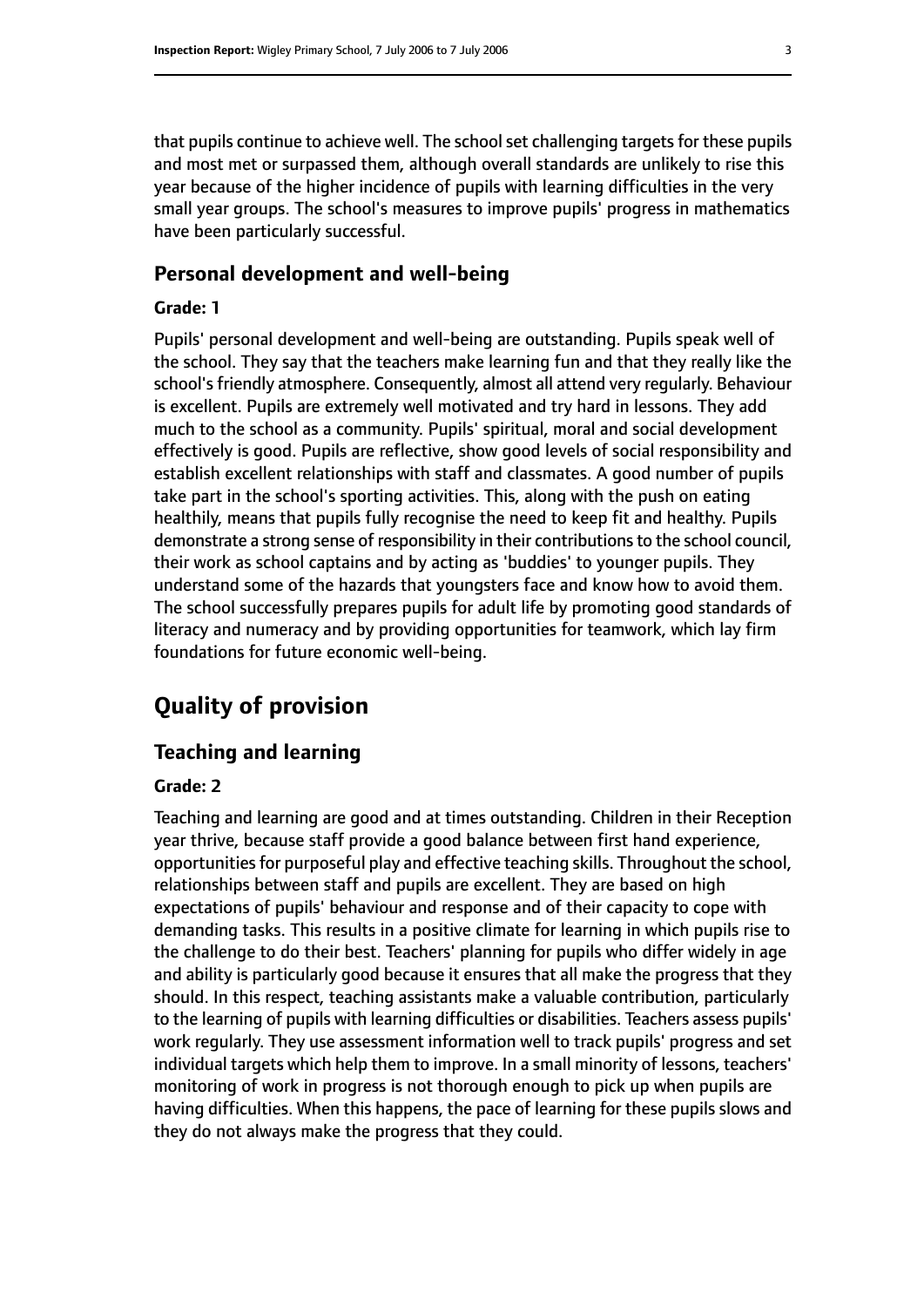that pupils continue to achieve well. The school set challenging targets for these pupils and most met or surpassed them, although overall standards are unlikely to rise this year because of the higher incidence of pupils with learning difficulties in the very small year groups. The school's measures to improve pupils' progress in mathematics have been particularly successful.

### Personal development and well-being

#### Grade: 1

Pupils' personal development and well-being are outstanding. Pupils speak well of the school. They say that the teachers make learning fun and that they really like the school's friendly atmosphere. Consequently, almost all attend very regularly. Behaviour is excellent. Pupils are extremely well motivated and try hard in lessons. They add much to the school as a community. Pupils' spiritual, moral and social development effectively is good. Pupils are reflective, show good levels of social responsibility and establish excellent relationships with staff and classmates. A good number of pupils take part in the school's sporting activities. This, along with the push on eating healthily, means that pupils fully recognise the need to keep fit and healthy. Pupils demonstrate a strong sense of responsibility in their contributions to the school council, their work as school captains and by acting as 'buddies' to younger pupils. They understand some of the hazards that youngsters face and know how to avoid them. The school successfully prepares pupils for adult life by promoting good standards of literacy and numeracy and by providing opportunities for teamwork, which lay firm foundations for future economic well-being.

## Quality of provision

### Teaching and learning

#### Grade: 2

Teaching and learning are good and at times outstanding. Children in their Reception year thrive, because staff provide a good balance between first hand experience, opportunities for purposeful play and effective teaching skills. Throughout the school, relationships between staff and pupils are excellent. They are based on high expectations of pupils' behaviour and response and of their capacity to cope with demanding tasks. This results in a positive climate for learning in which pupils rise to the challenge to do their best. Teachers' planning for pupils who differ widely in age and ability is particularly good because it ensures that all make the progress that they should. In this respect, teaching assistants make a valuable contribution, particularly to the learning of pupils with learning difficulties or disabilities. Teachers assess pupils' work regularly. They use assessment information well to track pupils' progress and set individual targets which help them to improve. In a small minority of lessons, teachers' monitoring of work in progress is not thorough enough to pick up when pupils are having difficulties. When this happens, the pace of learning for these pupils slows and they do not always make the progress that they could.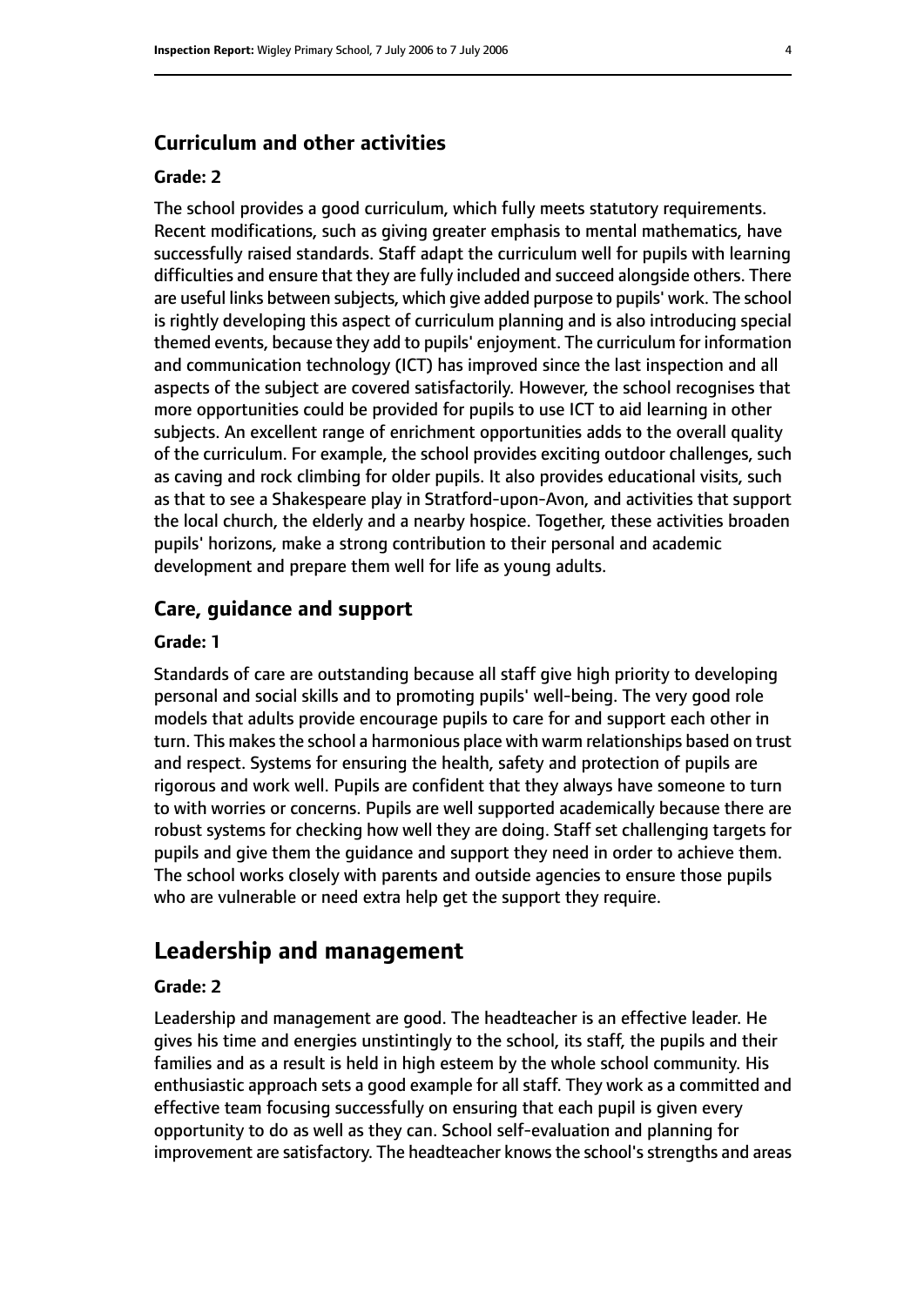### Curriculum and other activities

#### Grade: 2

The school provides a good curriculum, which fully meets statutory requirements. Recent modifications, such as giving greater emphasis to mental mathematics, have successfully raised standards. Staff adapt the curriculum well for pupils with learning difficulties and ensure that they are fully included and succeed alongside others. There are useful links between subjects, which give added purpose to pupils' work. The school is rightly developing this aspect of curriculum planning and is also introducing special themed events, because they add to pupils' enjoyment. The curriculum for information and communication technology (ICT) has improved since the last inspection and all aspects of the subject are covered satisfactorily. However, the school recognises that more opportunities could be provided for pupils to use ICT to aid learning in other subjects. An excellent range of enrichment opportunities adds to the overall quality of the curriculum. For example, the school provides exciting outdoor challenges, such as caving and rock climbing for older pupils. It also provides educational visits, such as that to see a Shakespeare play in Stratford-upon-Avon, and activities that support the local church, the elderly and a nearby hospice. Together, these activities broaden pupils' horizons, make a strong contribution to their personal and academic development and prepare them well for life as young adults.

### Care, guidance and support

#### Grade: 1

Standards of care are outstanding because all staff give high priority to developing personal and social skills and to promoting pupils' well-being. The very good role models that adults provide encourage pupils to care for and support each other in turn. This makes the school a harmonious place with warm relationships based on trust and respect. Systems for ensuring the health, safety and protection of pupils are rigorous and work well. Pupils are confident that they always have someone to turn to with worries or concerns. Pupils are well supported academically because there are robust systems for checking how well they are doing. Staff set challenging targets for pupils and give them the guidance and support they need in order to achieve them. The school works closely with parents and outside agencies to ensure those pupils who are vulnerable or need extra help get the support they require.

## Leadership and management

#### Grade: 2

Leadership and management are good. The headteacher is an effective leader. He gives his time and energies unstintingly to the school, its staff, the pupils and their families and as a result is held in high esteem by the whole school community. His enthusiastic approach sets a good example for all staff. They work as a committed and effective team focusing successfully on ensuring that each pupil is given every opportunity to do as well as they can. School self-evaluation and planning for improvement are satisfactory. The headteacher knows the school's strengths and areas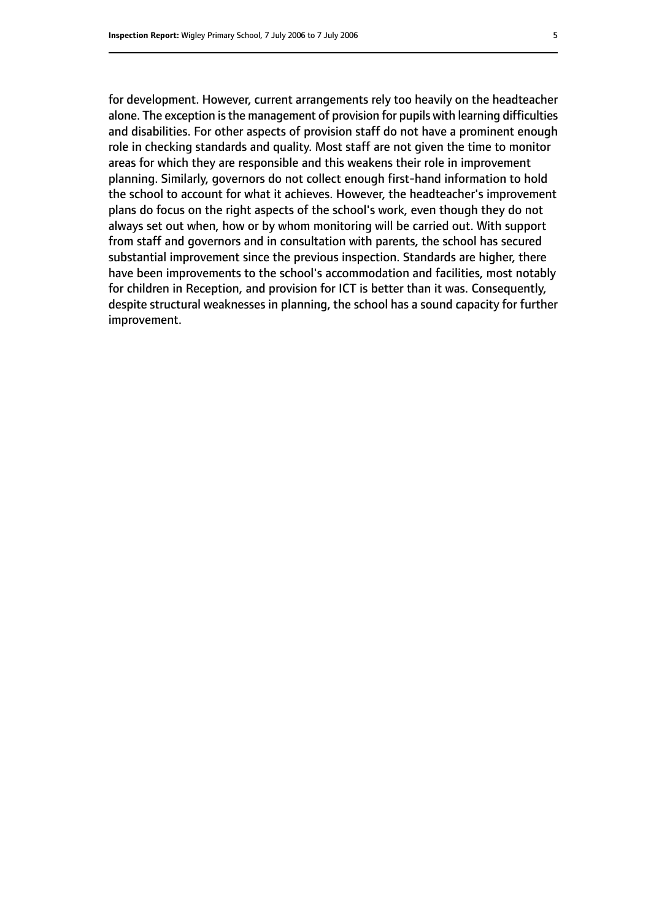for development. However, current arrangements rely too heavily on the headteacher alone. The exception is the management of provision for pupils with learning difficulties and disabilities. For other aspects of provision staff do not have a prominent enough role in checking standards and quality. Most staff are not given the time to monitor areas for which they are responsible and this weakens their role in improvement planning. Similarly, governors do not collect enough first-hand information to hold the school to account for what it achieves. However, the headteacher's improvement plans do focus on the right aspects of the school's work, even though they do not always set out when, how or by whom monitoring will be carried out. With support from staff and governors and in consultation with parents, the school has secured substantial improvement since the previous inspection. Standards are higher, there have been improvements to the school's accommodation and facilities, most notably for children in Reception, and provision for ICT is better than it was. Consequently, despite structural weaknesses in planning, the school has a sound capacity for further improvement.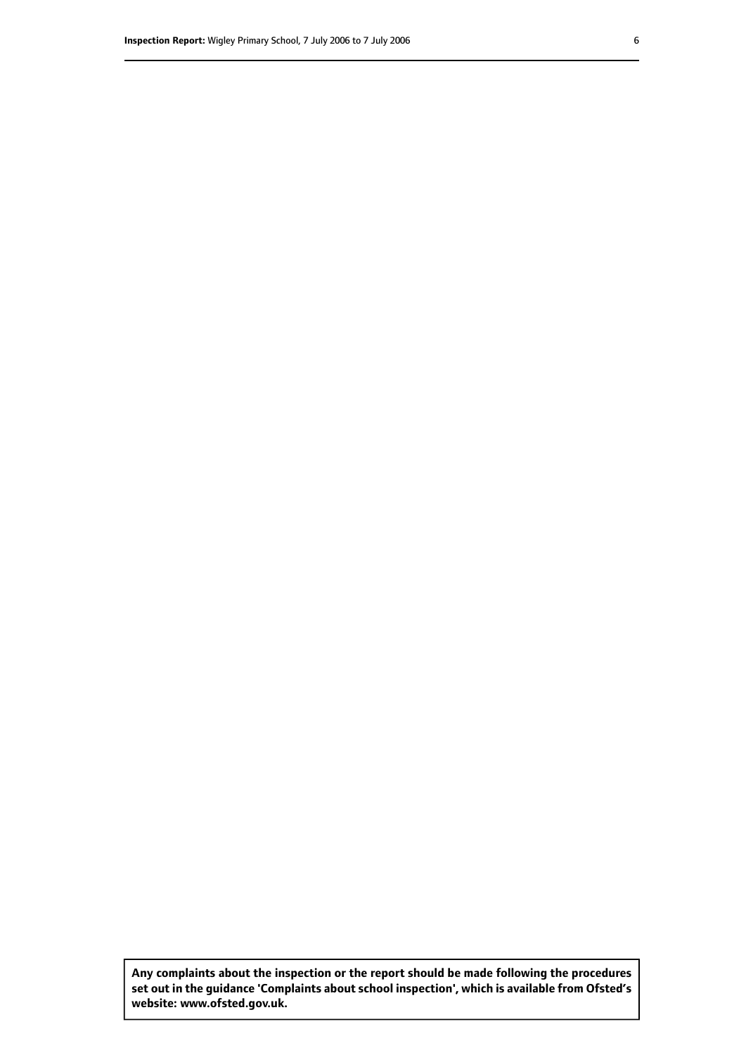**Any complaints about the inspection or the report should be made following the procedures set out in the guidance 'Complaints about school inspection', which is available from Ofsted's website: www.ofsted.gov.uk.**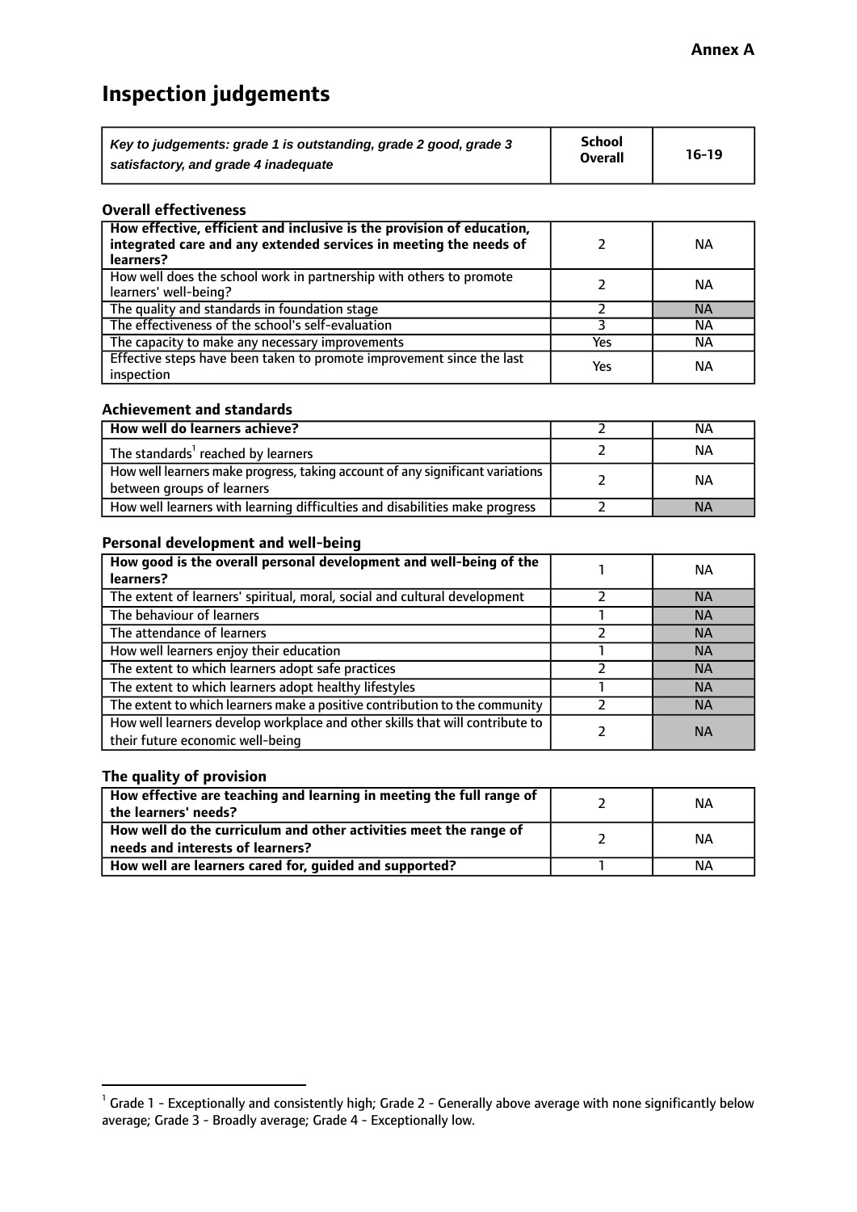**Annex A**

# Inspection judgements

| *Key to judgements: grade 1 is outstanding, grade 2 good, grade 3 satisfactory, and grade 4 inadequate* | School Overall | 16-19 |
|---|---|---|

### Overall effectiveness

| | | |
|---|---|---|
| **How effective, efficient and inclusive is the provision of education, integrated care and any extended services in meeting the needs of learners?** | 2 | NA |
| How well does the school work in partnership with others to promote learners' well-being? | 2 | NA |
| The quality and standards in foundation stage | 2 | NA |
| The effectiveness of the school's self-evaluation | 3 | NA |
| The capacity to make any necessary improvements | Yes | NA |
| Effective steps have been taken to promote improvement since the last inspection | Yes | NA |

### Achievement and standards

| | | |
|---|---|---|
| **How well do learners achieve?** | 2 | NA |
| The standards[1] reached by learners | 2 | NA |
| How well learners make progress, taking account of any significant variations between groups of learners | 2 | NA |
| How well learners with learning difficulties and disabilities make progress | 2 | NA |

### Personal development and well-being

| | | |
|---|---|---|
| **How good is the overall personal development and well-being of the learners?** | 1 | NA |
| The extent of learners' spiritual, moral, social and cultural development | 2 | NA |
| The behaviour of learners | 1 | NA |
| The attendance of learners | 2 | NA |
| How well learners enjoy their education | 1 | NA |
| The extent to which learners adopt safe practices | 2 | NA |
| The extent to which learners adopt healthy lifestyles | 1 | NA |
| The extent to which learners make a positive contribution to the community | 2 | NA |
| How well learners develop workplace and other skills that will contribute to their future economic well-being | 2 | NA |

### The quality of provision

| | | |
|---|---|---|
| **How effective are teaching and learning in meeting the full range of the learners' needs?** | 2 | NA |
| **How well do the curriculum and other activities meet the range of needs and interests of learners?** | 2 | NA |
| **How well are learners cared for, guided and supported?** | 1 | NA |

[1] Grade 1 - Exceptionally and consistently high; Grade 2 - Generally above average with none significantly below average; Grade 3 - Broadly average; Grade 4 - Exceptionally low.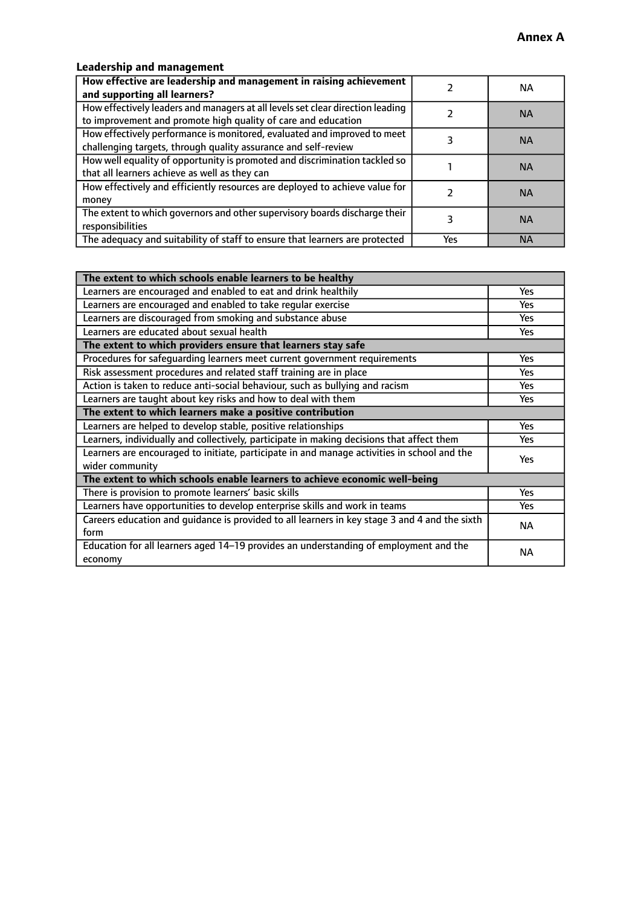**Annex A**

### Leadership and management

| How effective are leadership and management in raising achievement and supporting all learners? | 2 | NA |
| --- | --- | --- |
| How effectively leaders and managers at all levels set clear direction leading to improvement and promote high quality of care and education | 2 | NA |
| How effectively performance is monitored, evaluated and improved to meet challenging targets, through quality assurance and self-review | 3 | NA |
| How well equality of opportunity is promoted and discrimination tackled so that all learners achieve as well as they can | 1 | NA |
| How effectively and efficiently resources are deployed to achieve value for money | 2 | NA |
| The extent to which governors and other supervisory boards discharge their responsibilities | 3 | NA |
| The adequacy and suitability of staff to ensure that learners are protected | Yes | NA |

| **The extent to which schools enable learners to be healthy** | |
| --- | --- |
| Learners are encouraged and enabled to eat and drink healthily | Yes |
| Learners are encouraged and enabled to take regular exercise | Yes |
| Learners are discouraged from smoking and substance abuse | Yes |
| Learners are educated about sexual health | Yes |
| **The extent to which providers ensure that learners stay safe** | |
| Procedures for safeguarding learners meet current government requirements | Yes |
| Risk assessment procedures and related staff training are in place | Yes |
| Action is taken to reduce anti-social behaviour, such as bullying and racism | Yes |
| Learners are taught about key risks and how to deal with them | Yes |
| **The extent to which learners make a positive contribution** | |
| Learners are helped to develop stable, positive relationships | Yes |
| Learners, individually and collectively, participate in making decisions that affect them | Yes |
| Learners are encouraged to initiate, participate in and manage activities in school and the wider community | Yes |
| **The extent to which schools enable learners to achieve economic well-being** | |
| There is provision to promote learners' basic skills | Yes |
| Learners have opportunities to develop enterprise skills and work in teams | Yes |
| Careers education and guidance is provided to all learners in key stage 3 and 4 and the sixth form | NA |
| Education for all learners aged 14–19 provides an understanding of employment and the economy | NA |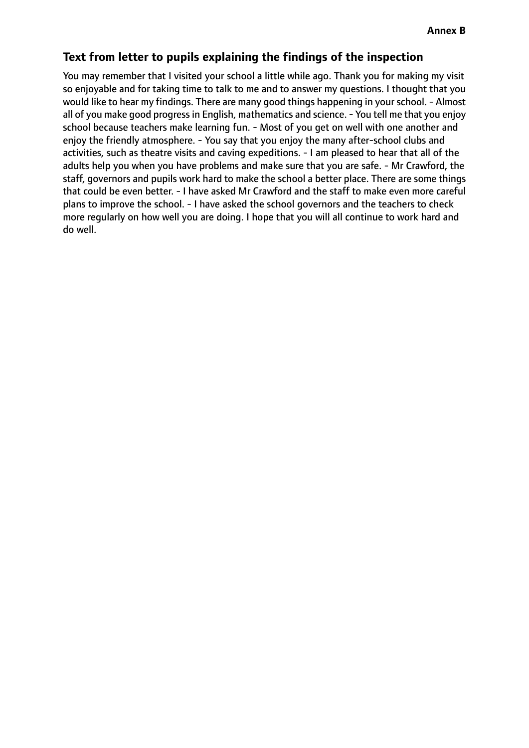Annex B

## Text from letter to pupils explaining the findings of the inspection

You may remember that I visited your school a little while ago. Thank you for making my visit so enjoyable and for taking time to talk to me and to answer my questions. I thought that you would like to hear my findings. There are many good things happening in your school. - Almost all of you make good progress in English, mathematics and science. - You tell me that you enjoy school because teachers make learning fun. - Most of you get on well with one another and enjoy the friendly atmosphere. - You say that you enjoy the many after-school clubs and activities, such as theatre visits and caving expeditions. - I am pleased to hear that all of the adults help you when you have problems and make sure that you are safe. - Mr Crawford, the staff, governors and pupils work hard to make the school a better place. There are some things that could be even better. - I have asked Mr Crawford and the staff to make even more careful plans to improve the school. - I have asked the school governors and the teachers to check more regularly on how well you are doing. I hope that you will all continue to work hard and do well.